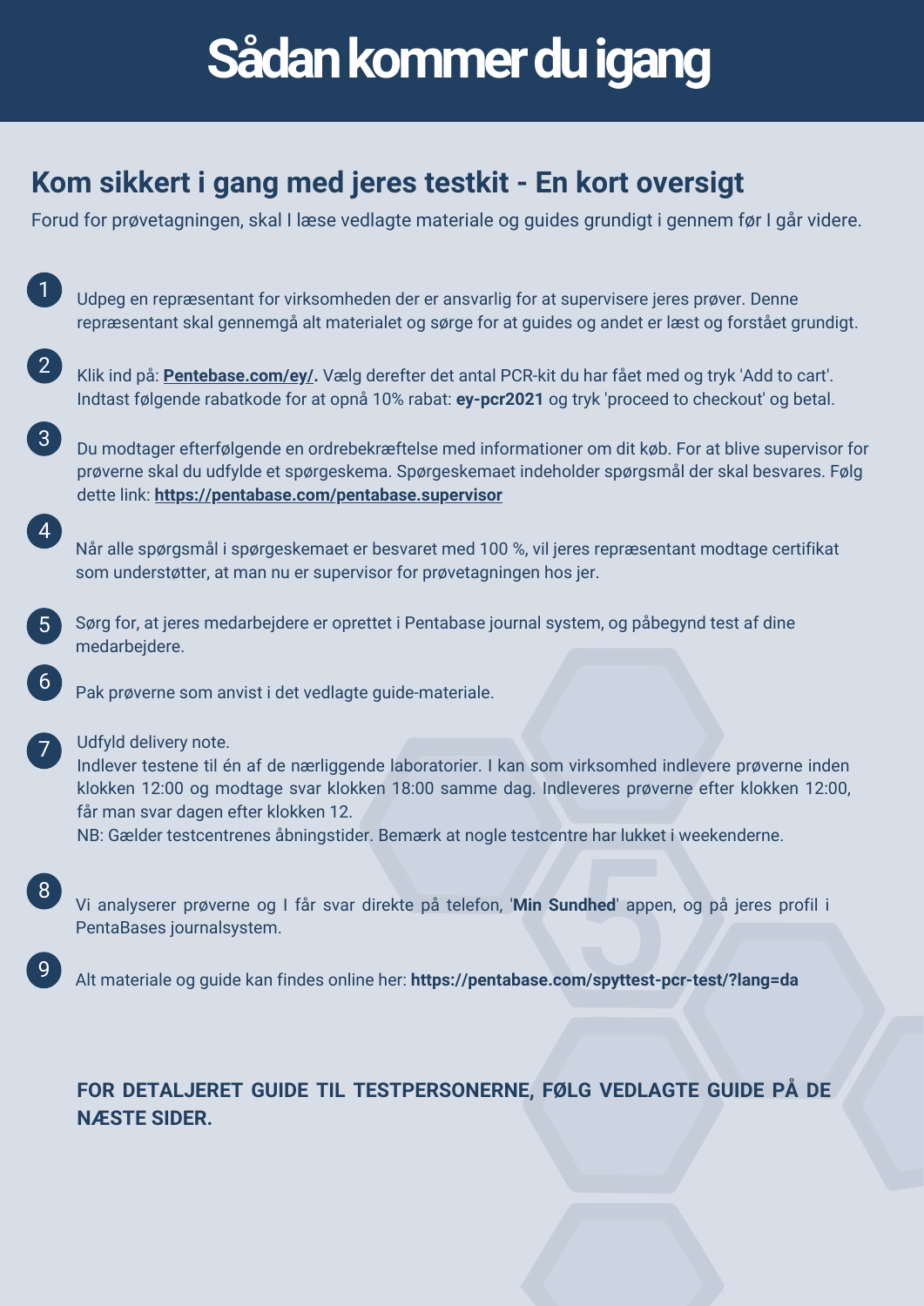# Sådan kommer du igang

## Kom sikkert i gang med jeres testkit - En kort oversigt

Forud for prøvetagningen, skal I læse vedlagte materiale og guides grundigt i gennem før I går videre.

1. Udpeg en repræsentant for virksomheden der er ansvarlig for at supervisere jeres prøver. Denne repræsentant skal gennemgå alt materialet og sørge for at guides og andet er læst og forstået grundigt.

2. Klik ind på: **Pentebase.com/ey/.** Vælg derefter det antal PCR-kit du har fået med og tryk 'Add to cart'. Indtast følgende rabatkode for at opnå 10% rabat: **ey-pcr2021** og tryk 'proceed to checkout' og betal.

3. Du modtager efterfølgende en ordrebekræftelse med informationer om dit køb. For at blive supervisor for prøverne skal du udfylde et spørgeskema. Spørgeskemaet indeholder spørgsmål der skal besvares. Følg dette link: **https://pentabase.com/pentabase.supervisor**

4. Når alle spørgsmål i spørgeskemaet er besvaret med 100 %, vil jeres repræsentant modtage certifikat som understøtter, at man nu er supervisor for prøvetagningen hos jer.

5. Sørg for, at jeres medarbejdere er oprettet i Pentabase journal system, og påbegynd test af dine medarbejdere.

6. Pak prøverne som anvist i det vedlagte guide-materiale.

7. Udfyld delivery note.
   Indlever testene til én af de nærliggende laboratorier. I kan som virksomhed indlevere prøverne inden klokken 12:00 og modtage svar klokken 18:00 samme dag. Indleveres prøverne efter klokken 12:00, får man svar dagen efter klokken 12.
   NB: Gælder testcentrenes åbningstider. Bemærk at nogle testcentre har lukket i weekenderne.

8. Vi analyserer prøverne og I får svar direkte på telefon, '**Min Sundhed**' appen, og på jeres profil i PentaBases journalsystem.

9. Alt materiale og guide kan findes online her: **https://pentabase.com/spyttest-pcr-test/?lang=da**

**FOR DETALJERET GUIDE TIL TESTPERSONERNE, FØLG VEDLAGTE GUIDE PÅ DE NÆSTE SIDER.**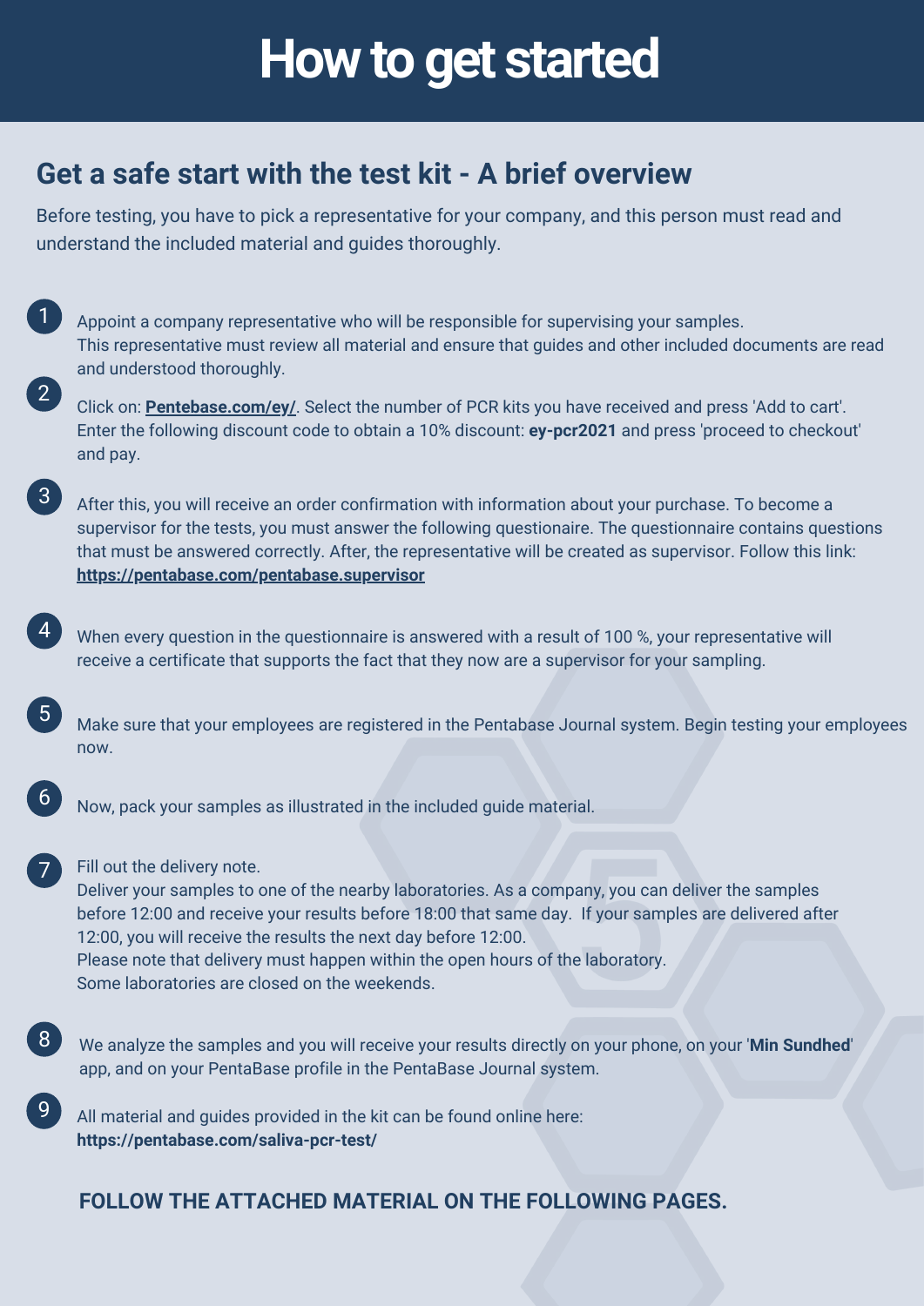# How to get started

## Get a safe start with the test kit - A brief overview

Before testing, you have to pick a representative for your company, and this person must read and understand the included material and guides thoroughly.

1. Appoint a company representative who will be responsible for supervising your samples.
   This representative must review all material and ensure that guides and other included documents are read and understood thoroughly.

2. Click on: **Pentebase.com/ey/**. Select the number of PCR kits you have received and press 'Add to cart'. Enter the following discount code to obtain a 10% discount: **ey-pcr2021** and press 'proceed to checkout' and pay.

3. After this, you will receive an order confirmation with information about your purchase. To become a supervisor for the tests, you must answer the following questionaire. The questionnaire contains questions that must be answered correctly. After, the representative will be created as supervisor. Follow this link: **https://pentabase.com/pentabase.supervisor**

4. When every question in the questionnaire is answered with a result of 100 %, your representative will receive a certificate that supports the fact that they now are a supervisor for your sampling.

5. Make sure that your employees are registered in the Pentabase Journal system. Begin testing your employees now.

6. Now, pack your samples as illustrated in the included guide material.

7. Fill out the delivery note.
   Deliver your samples to one of the nearby laboratories. As a company, you can deliver the samples before 12:00 and receive your results before 18:00 that same day. If your samples are delivered after 12:00, you will receive the results the next day before 12:00.
   Please note that delivery must happen within the open hours of the laboratory.
   Some laboratories are closed on the weekends.

8. We analyze the samples and you will receive your results directly on your phone, on your '**Min Sundhed**' app, and on your PentaBase profile in the PentaBase Journal system.

9. All material and guides provided in the kit can be found online here:
   **https://pentabase.com/saliva-pcr-test/**

**FOLLOW THE ATTACHED MATERIAL ON THE FOLLOWING PAGES.**